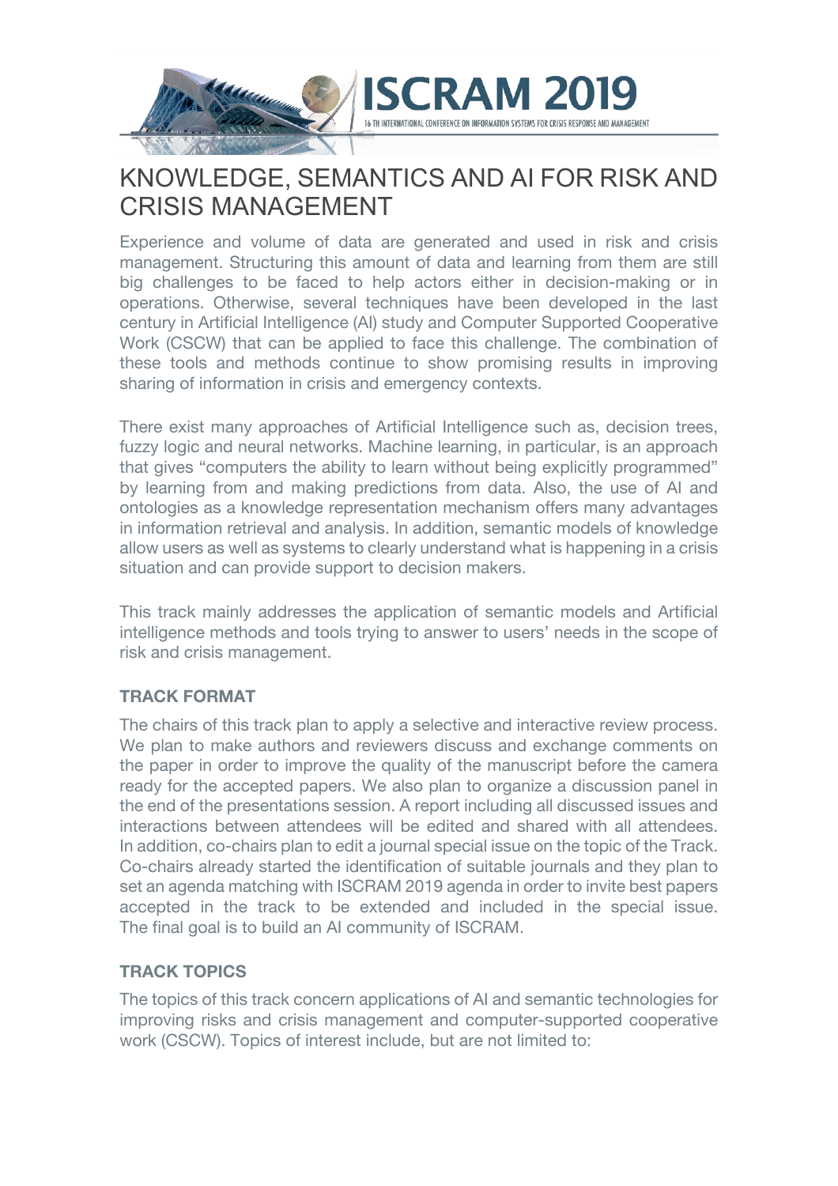# KNOWLEDGE, SEMANTICS AND AI FOR RISK AND CRISIS MANAGEMENT

Experience and volume of data are generated and used in risk and crisis management. Structuring this amount of data and learning from them are still big challenges to be faced to help actors either in decision-making or in operations. Otherwise, several techniques have been developed in the last century in Artificial Intelligence (AI) study and Computer Supported Cooperative Work (CSCW) that can be applied to face this challenge. The combination of these tools and methods continue to show promising results in improving sharing of information in crisis and emergency contexts.

There exist many approaches of Artificial Intelligence such as, decision trees, fuzzy logic and neural networks. Machine learning, in particular, is an approach that gives "computers the ability to learn without being explicitly programmed" by learning from and making predictions from data. Also, the use of AI and ontologies as a knowledge representation mechanism offers many advantages in information retrieval and analysis. In addition, semantic models of knowledge allow users as well as systems to clearly understand what is happening in a crisis situation and can provide support to decision makers.

This track mainly addresses the application of semantic models and Artificial intelligence methods and tools trying to answer to users' needs in the scope of risk and crisis management.

## TRACK FORMAT

The chairs of this track plan to apply a selective and interactive review process. We plan to make authors and reviewers discuss and exchange comments on the paper in order to improve the quality of the manuscript before the camera ready for the accepted papers. We also plan to organize a discussion panel in the end of the presentations session. A report including all discussed issues and interactions between attendees will be edited and shared with all attendees. In addition, co-chairs plan to edit a journal special issue on the topic of the Track. Co-chairs already started the identification of suitable journals and they plan to set an agenda matching with ISCRAM 2019 agenda in order to invite best papers accepted in the track to be extended and included in the special issue. The final goal is to build an AI community of ISCRAM.

## TRACK TOPICS

The topics of this track concern applications of AI and semantic technologies for improving risks and crisis management and computer-supported cooperative work (CSCW). Topics of interest include, but are not limited to: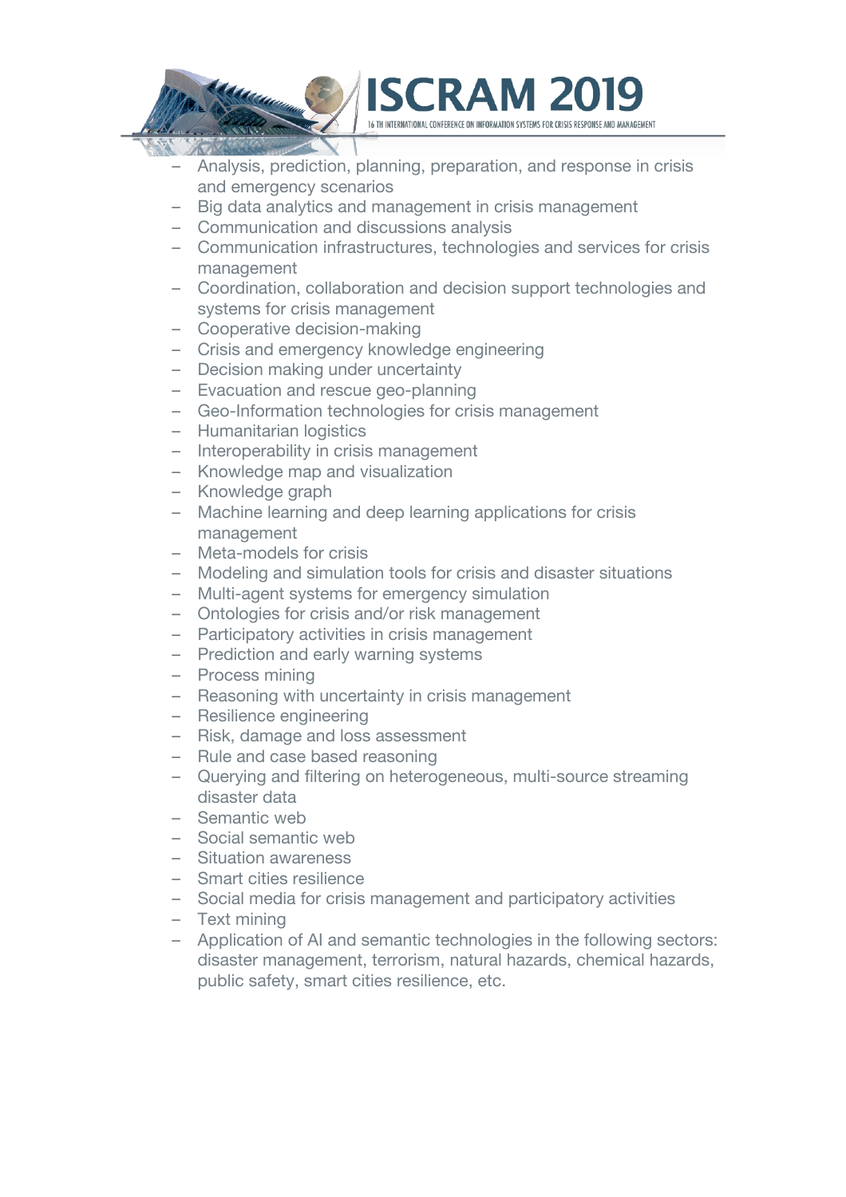- Analysis, prediction, planning, preparation, and response in crisis and emergency scenarios
- Big data analytics and management in crisis management
- Communication and discussions analysis
- Communication infrastructures, technologies and services for crisis management
- Coordination, collaboration and decision support technologies and systems for crisis management
- Cooperative decision-making
- Crisis and emergency knowledge engineering
- Decision making under uncertainty
- Evacuation and rescue geo-planning
- Geo-Information technologies for crisis management
- Humanitarian logistics
- Interoperability in crisis management
- Knowledge map and visualization
- Knowledge graph
- Machine learning and deep learning applications for crisis management
- Meta-models for crisis
- Modeling and simulation tools for crisis and disaster situations
- Multi-agent systems for emergency simulation
- Ontologies for crisis and/or risk management
- Participatory activities in crisis management
- Prediction and early warning systems
- Process mining
- Reasoning with uncertainty in crisis management
- Resilience engineering
- Risk, damage and loss assessment
- Rule and case based reasoning
- Querying and filtering on heterogeneous, multi-source streaming disaster data
- Semantic web
- Social semantic web
- Situation awareness
- Smart cities resilience
- Social media for crisis management and participatory activities
- Text mining
- Application of AI and semantic technologies in the following sectors: disaster management, terrorism, natural hazards, chemical hazards, public safety, smart cities resilience, etc.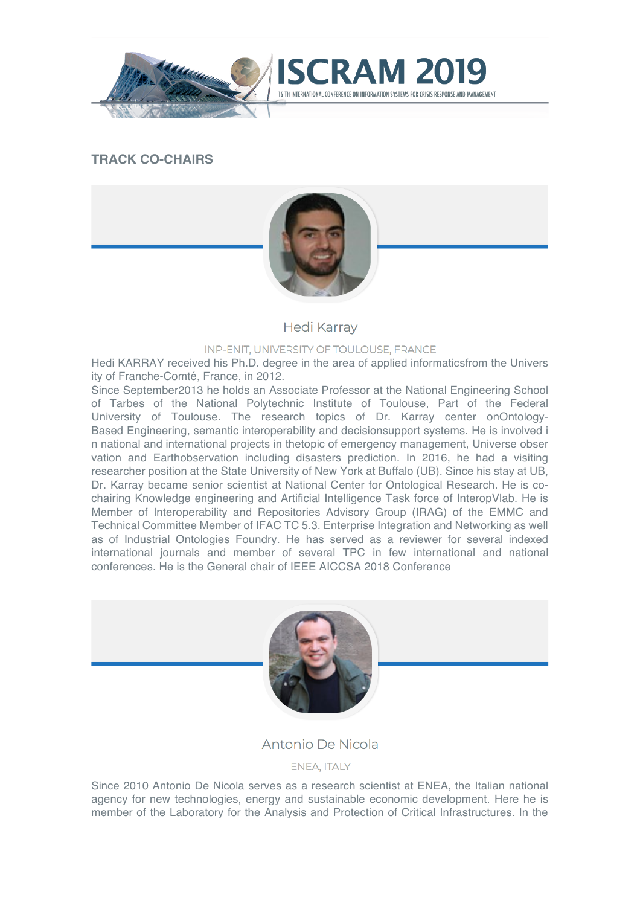## TRACK CO-CHAIRS

### Hedi Karray

INP-ENIT, UNIVERSITY OF TOULOUSE, FRANCE

Hedi KARRAY received his Ph.D. degree in the area of applied informaticsfrom the University of Franche-Comté, France, in 2012.

Since September2013 he holds an Associate Professor at the National Engineering School of Tarbes of the National Polytechnic Institute of Toulouse, Part of the Federal University of Toulouse. The research topics of Dr. Karray center onOntology-Based Engineering, semantic interoperability and decisionsupport systems. He is involved in national and international projects in thetopic of emergency management, Universe observation and Earthobservation including disasters prediction. In 2016, he had a visiting researcher position at the State University of New York at Buffalo (UB). Since his stay at UB, Dr. Karray became senior scientist at National Center for Ontological Research. He is co-chairing Knowledge engineering and Artificial Intelligence Task force of InteropVlab. He is Member of Interoperability and Repositories Advisory Group (IRAG) of the EMMC and Technical Committee Member of IFAC TC 5.3. Enterprise Integration and Networking as well as of Industrial Ontologies Foundry. He has served as a reviewer for several indexed international journals and member of several TPC in few international and national conferences. He is the General chair of IEEE AICCSA 2018 Conference

### Antonio De Nicola

ENEA, ITALY

Since 2010 Antonio De Nicola serves as a research scientist at ENEA, the Italian national agency for new technologies, energy and sustainable economic development. Here he is member of the Laboratory for the Analysis and Protection of Critical Infrastructures. In the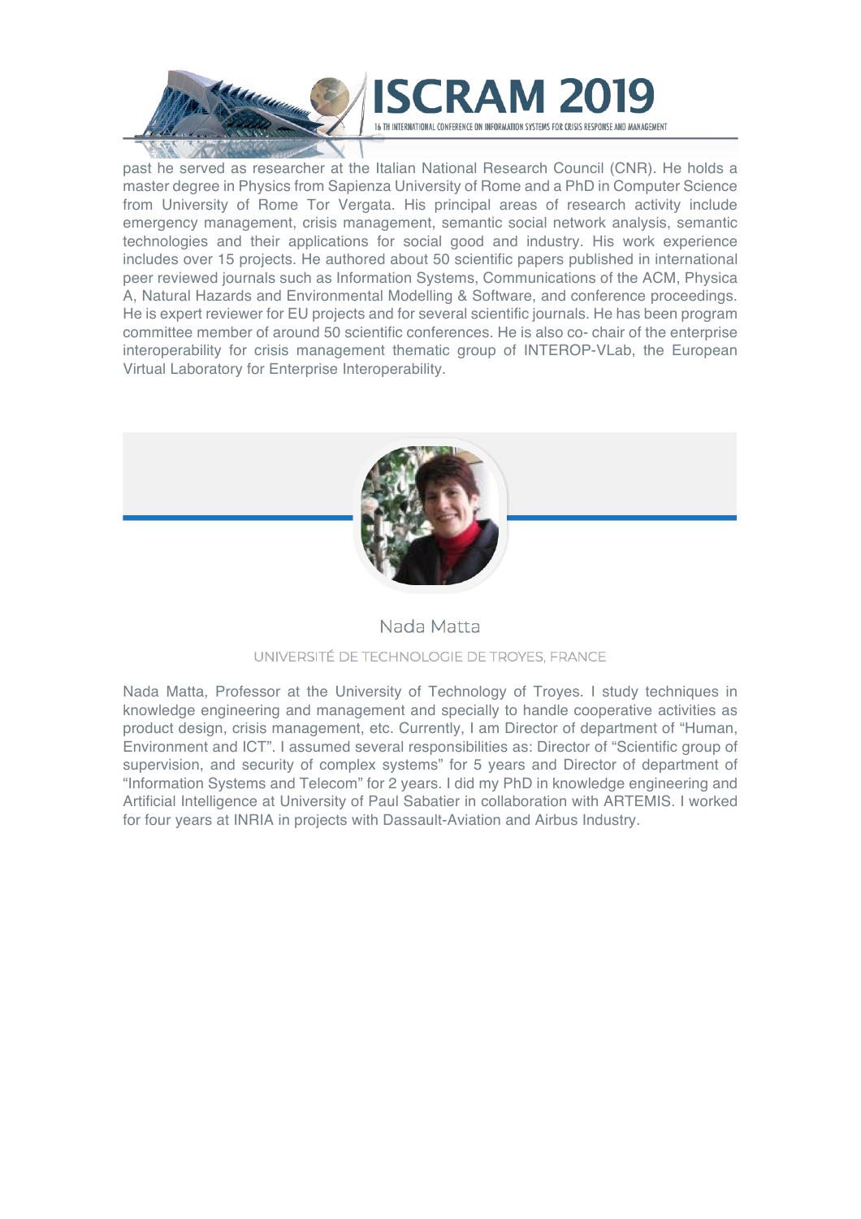past he served as researcher at the Italian National Research Council (CNR). He holds a master degree in Physics from Sapienza University of Rome and a PhD in Computer Science from University of Rome Tor Vergata. His principal areas of research activity include emergency management, crisis management, semantic social network analysis, semantic technologies and their applications for social good and industry. His work experience includes over 15 projects. He authored about 50 scientific papers published in international peer reviewed journals such as Information Systems, Communications of the ACM, Physica A, Natural Hazards and Environmental Modelling & Software, and conference proceedings. He is expert reviewer for EU projects and for several scientific journals. He has been program committee member of around 50 scientific conferences. He is also co- chair of the enterprise interoperability for crisis management thematic group of INTEROP-VLab, the European Virtual Laboratory for Enterprise Interoperability.

## Nada Matta

UNIVERSITÉ DE TECHNOLOGIE DE TROYES, FRANCE

Nada Matta, Professor at the University of Technology of Troyes. I study techniques in knowledge engineering and management and specially to handle cooperative activities as product design, crisis management, etc. Currently, I am Director of department of "Human, Environment and ICT". I assumed several responsibilities as: Director of "Scientific group of supervision, and security of complex systems" for 5 years and Director of department of "Information Systems and Telecom" for 2 years. I did my PhD in knowledge engineering and Artificial Intelligence at University of Paul Sabatier in collaboration with ARTEMIS. I worked for four years at INRIA in projects with Dassault-Aviation and Airbus Industry.